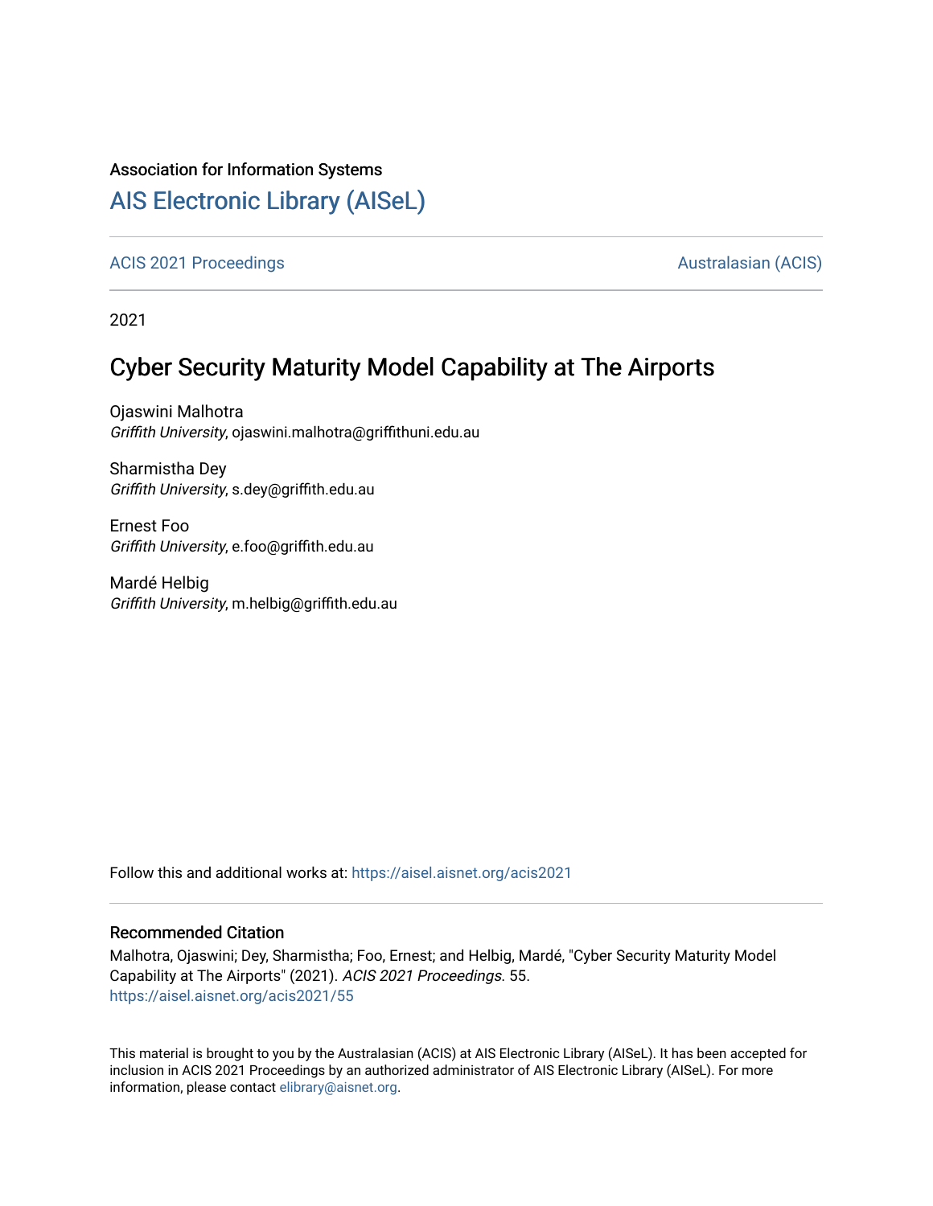Association for Information Systems

# AIS Electronic Library (AISeL)

ACIS 2021 Proceedings

Australasian (ACIS)

2021

## Cyber Security Maturity Model Capability at The Airports

Ojaswini Malhotra
*Griffith University*, ojaswini.malhotra@griffithuni.edu.au

Sharmistha Dey
*Griffith University*, s.dey@griffith.edu.au

Ernest Foo
*Griffith University*, e.foo@griffith.edu.au

Mardé Helbig
*Griffith University*, m.helbig@griffith.edu.au

Follow this and additional works at: https://aisel.aisnet.org/acis2021

### Recommended Citation

Malhotra, Ojaswini; Dey, Sharmistha; Foo, Ernest; and Helbig, Mardé, "Cyber Security Maturity Model Capability at The Airports" (2021). *ACIS 2021 Proceedings*. 55.
https://aisel.aisnet.org/acis2021/55

This material is brought to you by the Australasian (ACIS) at AIS Electronic Library (AISeL). It has been accepted for inclusion in ACIS 2021 Proceedings by an authorized administrator of AIS Electronic Library (AISeL). For more information, please contact elibrary@aisnet.org.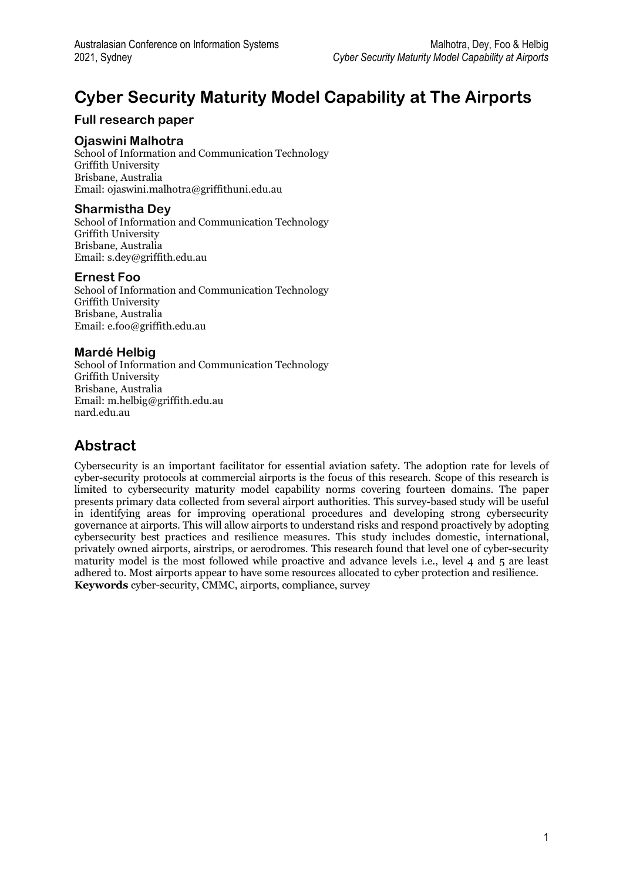# Cyber Security Maturity Model Capability at The Airports

### Full research paper

### Ojaswini Malhotra

School of Information and Communication Technology
Griffith University
Brisbane, Australia
Email: ojaswini.malhotra@griffithuni.edu.au

### Sharmistha Dey

School of Information and Communication Technology
Griffith University
Brisbane, Australia
Email: s.dey@griffith.edu.au

### Ernest Foo

School of Information and Communication Technology
Griffith University
Brisbane, Australia
Email: e.foo@griffith.edu.au

### Mardé Helbig

School of Information and Communication Technology
Griffith University
Brisbane, Australia
Email: m.helbig@griffith.edu.au
nard.edu.au

## Abstract

Cybersecurity is an important facilitator for essential aviation safety. The adoption rate for levels of cyber-security protocols at commercial airports is the focus of this research. Scope of this research is limited to cybersecurity maturity model capability norms covering fourteen domains. The paper presents primary data collected from several airport authorities. This survey-based study will be useful in identifying areas for improving operational procedures and developing strong cybersecurity governance at airports. This will allow airports to understand risks and respond proactively by adopting cybersecurity best practices and resilience measures. This study includes domestic, international, privately owned airports, airstrips, or aerodromes. This research found that level one of cyber-security maturity model is the most followed while proactive and advance levels i.e., level 4 and 5 are least adhered to. Most airports appear to have some resources allocated to cyber protection and resilience.

**Keywords** cyber-security, CMMC, airports, compliance, survey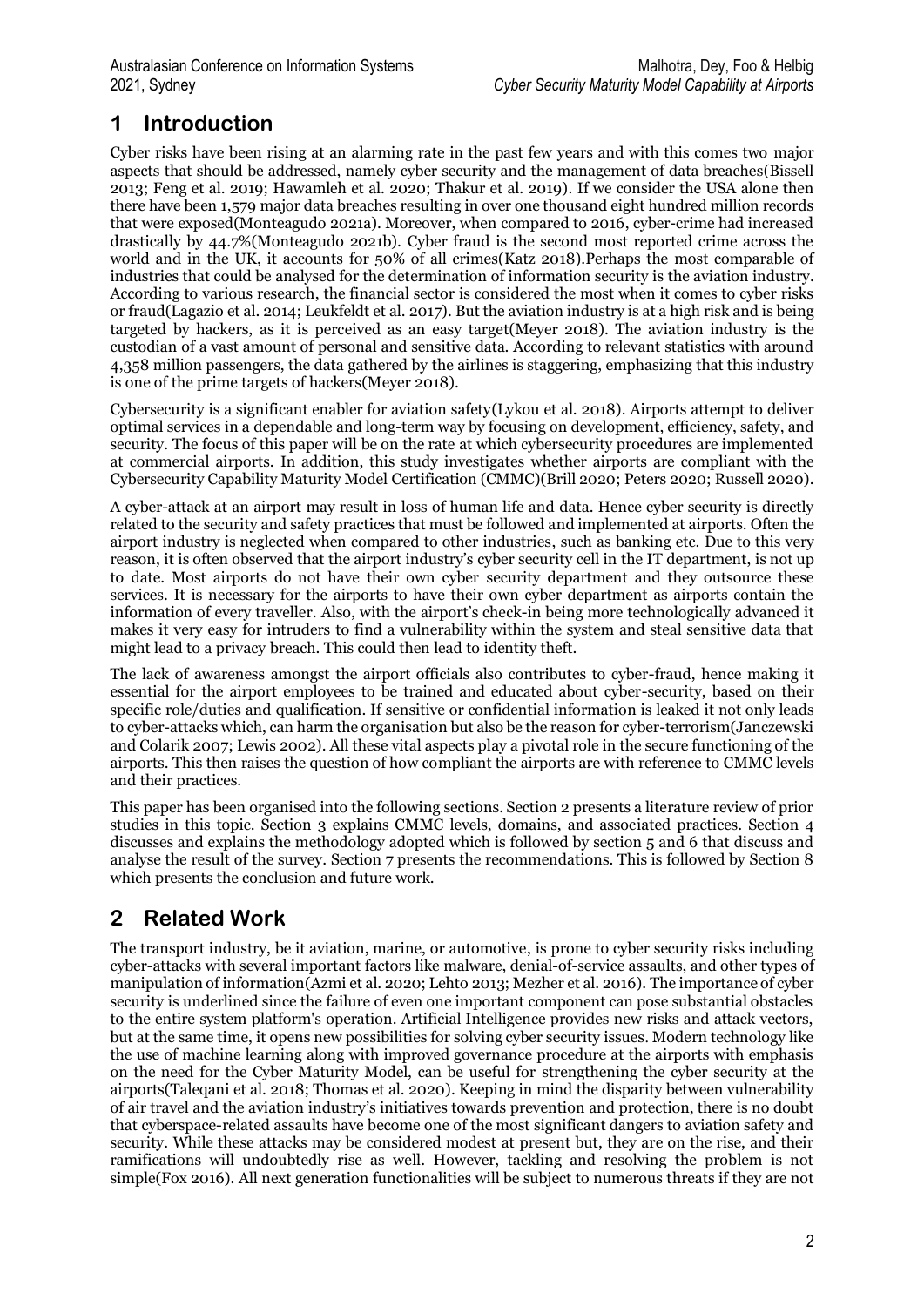# 1 Introduction

Cyber risks have been rising at an alarming rate in the past few years and with this comes two major aspects that should be addressed, namely cyber security and the management of data breaches(Bissell 2013; Feng et al. 2019; Hawamleh et al. 2020; Thakur et al. 2019). If we consider the USA alone then there have been 1,579 major data breaches resulting in over one thousand eight hundred million records that were exposed(Monteagudo 2021a). Moreover, when compared to 2016, cyber-crime had increased drastically by 44.7%(Monteagudo 2021b). Cyber fraud is the second most reported crime across the world and in the UK, it accounts for 50% of all crimes(Katz 2018).Perhaps the most comparable of industries that could be analysed for the determination of information security is the aviation industry. According to various research, the financial sector is considered the most when it comes to cyber risks or fraud(Lagazio et al. 2014; Leukfeldt et al. 2017). But the aviation industry is at a high risk and is being targeted by hackers, as it is perceived as an easy target(Meyer 2018). The aviation industry is the custodian of a vast amount of personal and sensitive data. According to relevant statistics with around 4,358 million passengers, the data gathered by the airlines is staggering, emphasizing that this industry is one of the prime targets of hackers(Meyer 2018).

Cybersecurity is a significant enabler for aviation safety(Lykou et al. 2018). Airports attempt to deliver optimal services in a dependable and long-term way by focusing on development, efficiency, safety, and security. The focus of this paper will be on the rate at which cybersecurity procedures are implemented at commercial airports. In addition, this study investigates whether airports are compliant with the Cybersecurity Capability Maturity Model Certification (CMMC)(Brill 2020; Peters 2020; Russell 2020).

A cyber-attack at an airport may result in loss of human life and data. Hence cyber security is directly related to the security and safety practices that must be followed and implemented at airports. Often the airport industry is neglected when compared to other industries, such as banking etc. Due to this very reason, it is often observed that the airport industry's cyber security cell in the IT department, is not up to date. Most airports do not have their own cyber security department and they outsource these services. It is necessary for the airports to have their own cyber department as airports contain the information of every traveller. Also, with the airport's check-in being more technologically advanced it makes it very easy for intruders to find a vulnerability within the system and steal sensitive data that might lead to a privacy breach. This could then lead to identity theft.

The lack of awareness amongst the airport officials also contributes to cyber-fraud, hence making it essential for the airport employees to be trained and educated about cyber-security, based on their specific role/duties and qualification. If sensitive or confidential information is leaked it not only leads to cyber-attacks which, can harm the organisation but also be the reason for cyber-terrorism(Janczewski and Colarik 2007; Lewis 2002). All these vital aspects play a pivotal role in the secure functioning of the airports. This then raises the question of how compliant the airports are with reference to CMMC levels and their practices.

This paper has been organised into the following sections. Section 2 presents a literature review of prior studies in this topic. Section 3 explains CMMC levels, domains, and associated practices. Section 4 discusses and explains the methodology adopted which is followed by section 5 and 6 that discuss and analyse the result of the survey. Section 7 presents the recommendations. This is followed by Section 8 which presents the conclusion and future work.

# 2 Related Work

The transport industry, be it aviation, marine, or automotive, is prone to cyber security risks including cyber-attacks with several important factors like malware, denial-of-service assaults, and other types of manipulation of information(Azmi et al. 2020; Lehto 2013; Mezher et al. 2016). The importance of cyber security is underlined since the failure of even one important component can pose substantial obstacles to the entire system platform's operation. Artificial Intelligence provides new risks and attack vectors, but at the same time, it opens new possibilities for solving cyber security issues. Modern technology like the use of machine learning along with improved governance procedure at the airports with emphasis on the need for the Cyber Maturity Model, can be useful for strengthening the cyber security at the airports(Taleqani et al. 2018; Thomas et al. 2020). Keeping in mind the disparity between vulnerability of air travel and the aviation industry's initiatives towards prevention and protection, there is no doubt that cyberspace-related assaults have become one of the most significant dangers to aviation safety and security. While these attacks may be considered modest at present but, they are on the rise, and their ramifications will undoubtedly rise as well. However, tackling and resolving the problem is not simple(Fox 2016). All next generation functionalities will be subject to numerous threats if they are not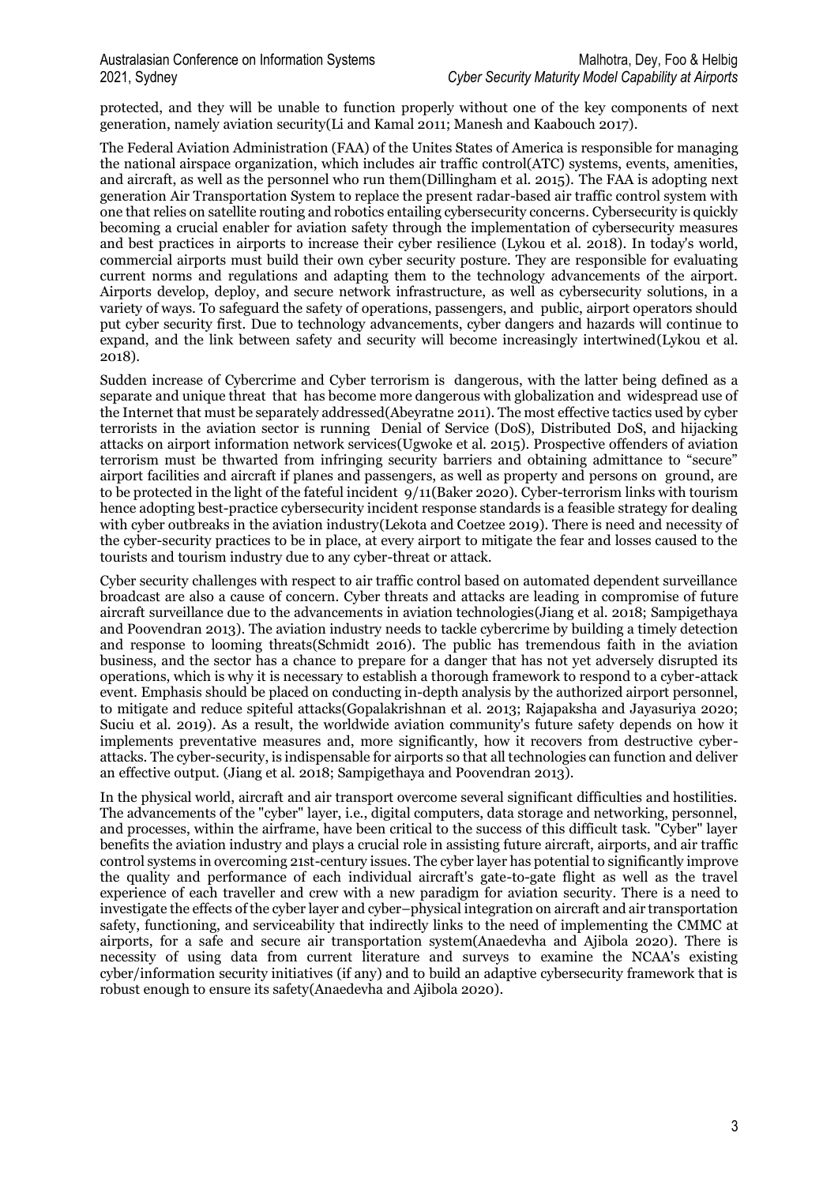protected, and they will be unable to function properly without one of the key components of next generation, namely aviation security(Li and Kamal 2011; Manesh and Kaabouch 2017).

The Federal Aviation Administration (FAA) of the Unites States of America is responsible for managing the national airspace organization, which includes air traffic control(ATC) systems, events, amenities, and aircraft, as well as the personnel who run them(Dillingham et al. 2015). The FAA is adopting next generation Air Transportation System to replace the present radar-based air traffic control system with one that relies on satellite routing and robotics entailing cybersecurity concerns. Cybersecurity is quickly becoming a crucial enabler for aviation safety through the implementation of cybersecurity measures and best practices in airports to increase their cyber resilience (Lykou et al. 2018). In today's world, commercial airports must build their own cyber security posture. They are responsible for evaluating current norms and regulations and adapting them to the technology advancements of the airport. Airports develop, deploy, and secure network infrastructure, as well as cybersecurity solutions, in a variety of ways. To safeguard the safety of operations, passengers, and public, airport operators should put cyber security first. Due to technology advancements, cyber dangers and hazards will continue to expand, and the link between safety and security will become increasingly intertwined(Lykou et al. 2018).

Sudden increase of Cybercrime and Cyber terrorism is dangerous, with the latter being defined as a separate and unique threat that has become more dangerous with globalization and widespread use of the Internet that must be separately addressed(Abeyratne 2011). The most effective tactics used by cyber terrorists in the aviation sector is running Denial of Service (DoS), Distributed DoS, and hijacking attacks on airport information network services(Ugwoke et al. 2015). Prospective offenders of aviation terrorism must be thwarted from infringing security barriers and obtaining admittance to "secure" airport facilities and aircraft if planes and passengers, as well as property and persons on ground, are to be protected in the light of the fateful incident 9/11(Baker 2020). Cyber-terrorism links with tourism hence adopting best-practice cybersecurity incident response standards is a feasible strategy for dealing with cyber outbreaks in the aviation industry(Lekota and Coetzee 2019). There is need and necessity of the cyber-security practices to be in place, at every airport to mitigate the fear and losses caused to the tourists and tourism industry due to any cyber-threat or attack.

Cyber security challenges with respect to air traffic control based on automated dependent surveillance broadcast are also a cause of concern. Cyber threats and attacks are leading in compromise of future aircraft surveillance due to the advancements in aviation technologies(Jiang et al. 2018; Sampigethaya and Poovendran 2013). The aviation industry needs to tackle cybercrime by building a timely detection and response to looming threats(Schmidt 2016). The public has tremendous faith in the aviation business, and the sector has a chance to prepare for a danger that has not yet adversely disrupted its operations, which is why it is necessary to establish a thorough framework to respond to a cyber-attack event. Emphasis should be placed on conducting in-depth analysis by the authorized airport personnel, to mitigate and reduce spiteful attacks(Gopalakrishnan et al. 2013; Rajapaksha and Jayasuriya 2020; Suciu et al. 2019). As a result, the worldwide aviation community's future safety depends on how it implements preventative measures and, more significantly, how it recovers from destructive cyber-attacks. The cyber-security, is indispensable for airports so that all technologies can function and deliver an effective output. (Jiang et al. 2018; Sampigethaya and Poovendran 2013).

In the physical world, aircraft and air transport overcome several significant difficulties and hostilities. The advancements of the "cyber" layer, i.e., digital computers, data storage and networking, personnel, and processes, within the airframe, have been critical to the success of this difficult task. "Cyber" layer benefits the aviation industry and plays a crucial role in assisting future aircraft, airports, and air traffic control systems in overcoming 21st-century issues. The cyber layer has potential to significantly improve the quality and performance of each individual aircraft's gate-to-gate flight as well as the travel experience of each traveller and crew with a new paradigm for aviation security. There is a need to investigate the effects of the cyber layer and cyber–physical integration on aircraft and air transportation safety, functioning, and serviceability that indirectly links to the need of implementing the CMMC at airports, for a safe and secure air transportation system(Anaedevha and Ajibola 2020). There is necessity of using data from current literature and surveys to examine the NCAA's existing cyber/information security initiatives (if any) and to build an adaptive cybersecurity framework that is robust enough to ensure its safety(Anaedevha and Ajibola 2020).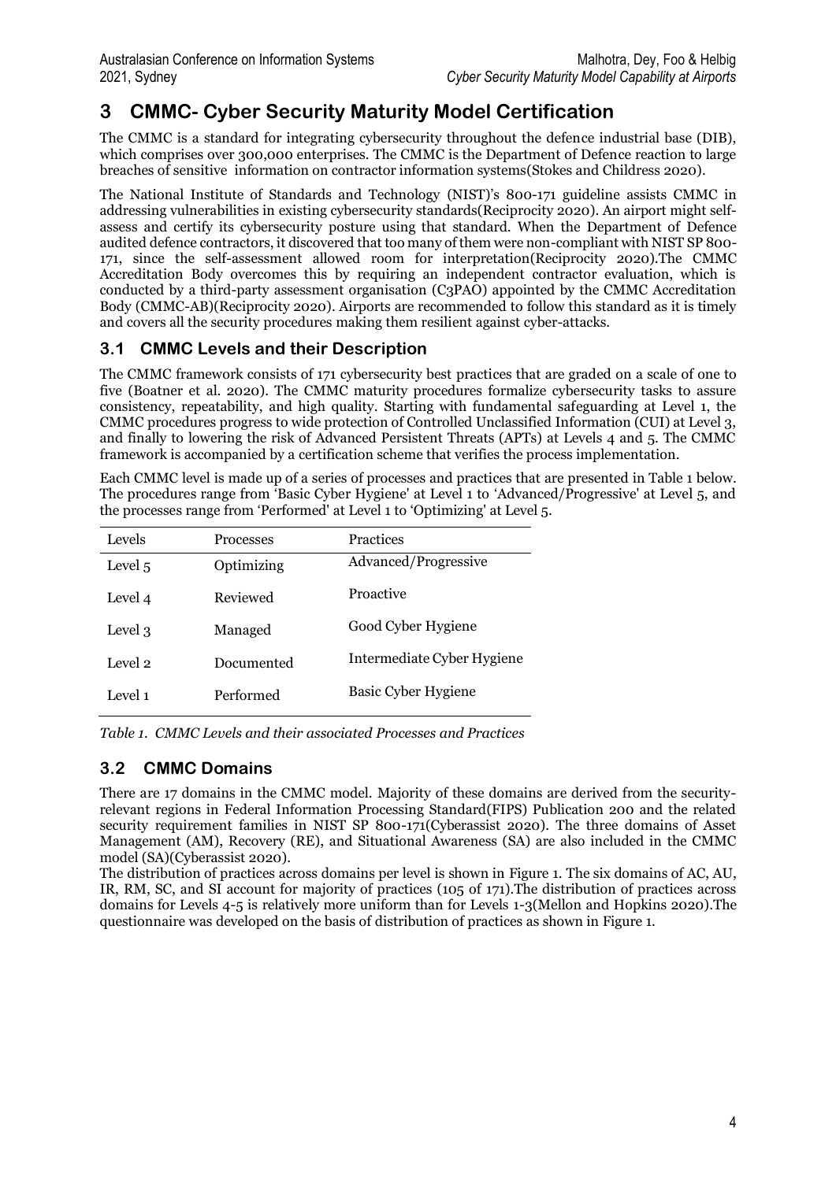## 3 CMMC- Cyber Security Maturity Model Certification

The CMMC is a standard for integrating cybersecurity throughout the defence industrial base (DIB), which comprises over 300,000 enterprises. The CMMC is the Department of Defence reaction to large breaches of sensitive information on contractor information systems(Stokes and Childress 2020).

The National Institute of Standards and Technology (NIST)'s 800-171 guideline assists CMMC in addressing vulnerabilities in existing cybersecurity standards(Reciprocity 2020). An airport might self-assess and certify its cybersecurity posture using that standard. When the Department of Defence audited defence contractors, it discovered that too many of them were non-compliant with NIST SP 800-171, since the self-assessment allowed room for interpretation(Reciprocity 2020).The CMMC Accreditation Body overcomes this by requiring an independent contractor evaluation, which is conducted by a third-party assessment organisation (C3PAO) appointed by the CMMC Accreditation Body (CMMC-AB)(Reciprocity 2020). Airports are recommended to follow this standard as it is timely and covers all the security procedures making them resilient against cyber-attacks.

### 3.1 CMMC Levels and their Description

The CMMC framework consists of 171 cybersecurity best practices that are graded on a scale of one to five (Boatner et al. 2020). The CMMC maturity procedures formalize cybersecurity tasks to assure consistency, repeatability, and high quality. Starting with fundamental safeguarding at Level 1, the CMMC procedures progress to wide protection of Controlled Unclassified Information (CUI) at Level 3, and finally to lowering the risk of Advanced Persistent Threats (APTs) at Levels 4 and 5. The CMMC framework is accompanied by a certification scheme that verifies the process implementation.

Each CMMC level is made up of a series of processes and practices that are presented in Table 1 below. The procedures range from 'Basic Cyber Hygiene' at Level 1 to 'Advanced/Progressive' at Level 5, and the processes range from 'Performed' at Level 1 to 'Optimizing' at Level 5.

| Levels | Processes | Practices |
|---|---|---|
| Level 5 | Optimizing | Advanced/Progressive |
| Level 4 | Reviewed | Proactive |
| Level 3 | Managed | Good Cyber Hygiene |
| Level 2 | Documented | Intermediate Cyber Hygiene |
| Level 1 | Performed | Basic Cyber Hygiene |

*Table 1. CMMC Levels and their associated Processes and Practices*

### 3.2 CMMC Domains

There are 17 domains in the CMMC model. Majority of these domains are derived from the security-relevant regions in Federal Information Processing Standard(FIPS) Publication 200 and the related security requirement families in NIST SP 800-171(Cyberassist 2020). The three domains of Asset Management (AM), Recovery (RE), and Situational Awareness (SA) are also included in the CMMC model (SA)(Cyberassist 2020).

The distribution of practices across domains per level is shown in Figure 1. The six domains of AC, AU, IR, RM, SC, and SI account for majority of practices (105 of 171).The distribution of practices across domains for Levels 4-5 is relatively more uniform than for Levels 1-3(Mellon and Hopkins 2020).The questionnaire was developed on the basis of distribution of practices as shown in Figure 1.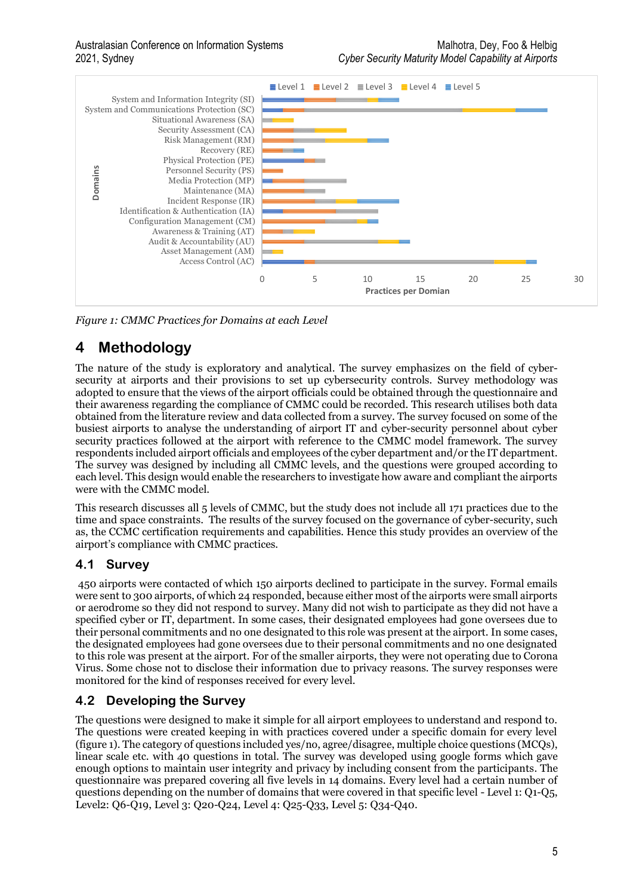*Figure 1: CMMC Practices for Domains at each Level*

# 4 Methodology

The nature of the study is exploratory and analytical. The survey emphasizes on the field of cyber-security at airports and their provisions to set up cybersecurity controls. Survey methodology was adopted to ensure that the views of the airport officials could be obtained through the questionnaire and their awareness regarding the compliance of CMMC could be recorded. This research utilises both data obtained from the literature review and data collected from a survey. The survey focused on some of the busiest airports to analyse the understanding of airport IT and cyber-security personnel about cyber security practices followed at the airport with reference to the CMMC model framework. The survey respondents included airport officials and employees of the cyber department and/or the IT department. The survey was designed by including all CMMC levels, and the questions were grouped according to each level. This design would enable the researchers to investigate how aware and compliant the airports were with the CMMC model.

This research discusses all 5 levels of CMMC, but the study does not include all 171 practices due to the time and space constraints. The results of the survey focused on the governance of cyber-security, such as, the CCMC certification requirements and capabilities. Hence this study provides an overview of the airport's compliance with CMMC practices.

## 4.1 Survey

450 airports were contacted of which 150 airports declined to participate in the survey. Formal emails were sent to 300 airports, of which 24 responded, because either most of the airports were small airports or aerodrome so they did not respond to survey. Many did not wish to participate as they did not have a specified cyber or IT, department. In some cases, their designated employees had gone oversees due to their personal commitments and no one designated to this role was present at the airport. In some cases, the designated employees had gone oversees due to their personal commitments and no one designated to this role was present at the airport. For of the smaller airports, they were not operating due to Corona Virus. Some chose not to disclose their information due to privacy reasons. The survey responses were monitored for the kind of responses received for every level.

## 4.2 Developing the Survey

The questions were designed to make it simple for all airport employees to understand and respond to. The questions were created keeping in with practices covered under a specific domain for every level (figure 1). The category of questions included yes/no, agree/disagree, multiple choice questions (MCQs), linear scale etc. with 40 questions in total. The survey was developed using google forms which gave enough options to maintain user integrity and privacy by including consent from the participants. The questionnaire was prepared covering all five levels in 14 domains. Every level had a certain number of questions depending on the number of domains that were covered in that specific level - Level 1: Q1-Q5, Level2: Q6-Q19, Level 3: Q20-Q24, Level 4: Q25-Q33, Level 5: Q34-Q40.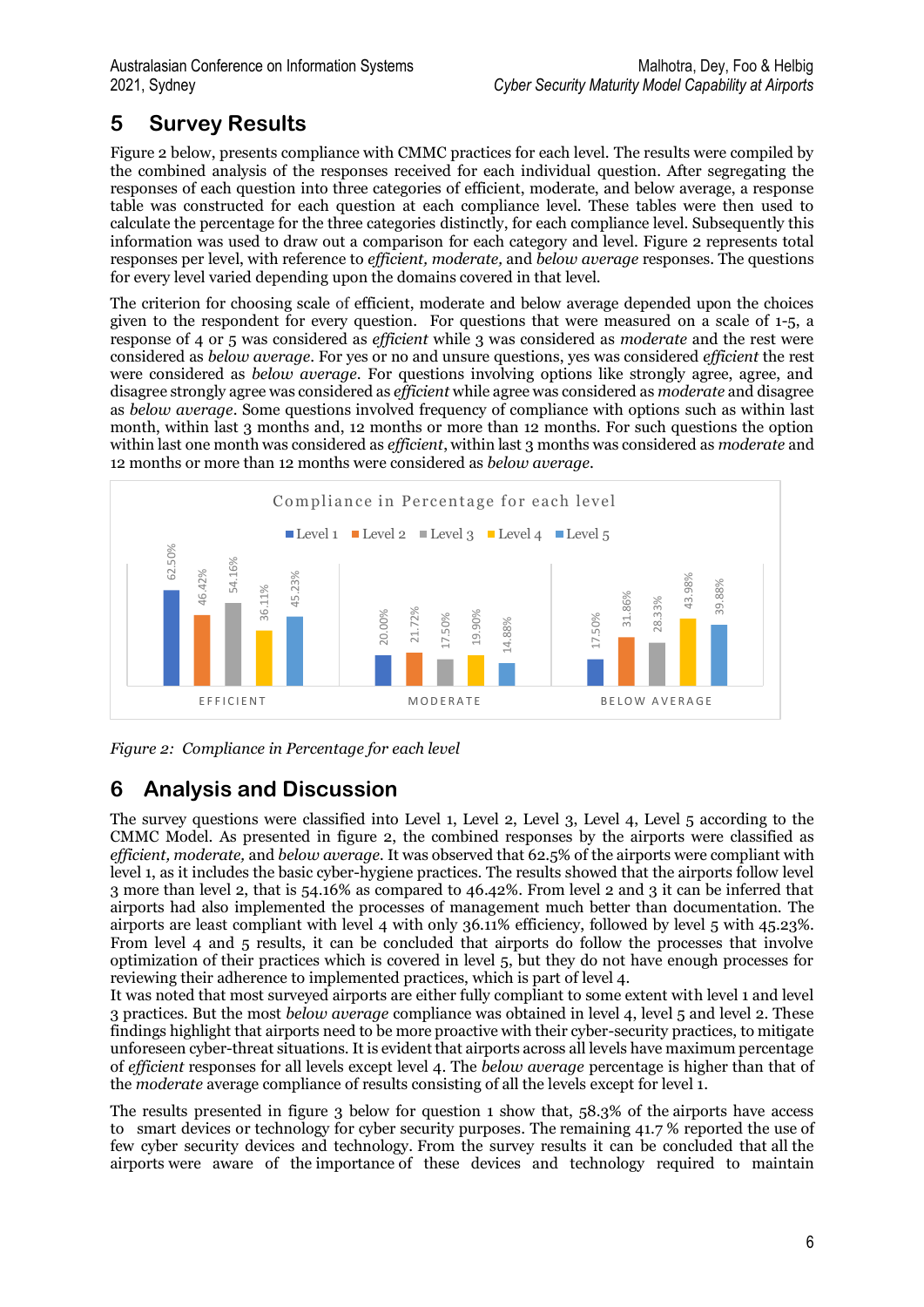# 5 Survey Results

Figure 2 below, presents compliance with CMMC practices for each level. The results were compiled by the combined analysis of the responses received for each individual question. After segregating the responses of each question into three categories of efficient, moderate, and below average, a response table was constructed for each question at each compliance level. These tables were then used to calculate the percentage for the three categories distinctly, for each compliance level. Subsequently this information was used to draw out a comparison for each category and level. Figure 2 represents total responses per level, with reference to *efficient, moderate,* and *below average* responses. The questions for every level varied depending upon the domains covered in that level.

The criterion for choosing scale of efficient, moderate and below average depended upon the choices given to the respondent for every question. For questions that were measured on a scale of 1-5, a response of 4 or 5 was considered as *efficient* while 3 was considered as *moderate* and the rest were considered as *below average*. For yes or no and unsure questions, yes was considered *efficient* the rest were considered as *below average*. For questions involving options like strongly agree, agree, and disagree strongly agree was considered as *efficient* while agree was considered as *moderate* and disagree as *below average*. Some questions involved frequency of compliance with options such as within last month, within last 3 months and, 12 months or more than 12 months. For such questions the option within last one month was considered as *efficient*, within last 3 months was considered as *moderate* and 12 months or more than 12 months were considered as *below average*.

*Figure 2: Compliance in Percentage for each level*

# 6 Analysis and Discussion

The survey questions were classified into Level 1, Level 2, Level 3, Level 4, Level 5 according to the CMMC Model. As presented in figure 2, the combined responses by the airports were classified as *efficient, moderate,* and *below average*. It was observed that 62.5% of the airports were compliant with level 1, as it includes the basic cyber-hygiene practices. The results showed that the airports follow level 3 more than level 2, that is 54.16% as compared to 46.42%. From level 2 and 3 it can be inferred that airports had also implemented the processes of management much better than documentation. The airports are least compliant with level 4 with only 36.11% efficiency, followed by level 5 with 45.23%. From level 4 and 5 results, it can be concluded that airports do follow the processes that involve optimization of their practices which is covered in level 5, but they do not have enough processes for reviewing their adherence to implemented practices, which is part of level 4.
It was noted that most surveyed airports are either fully compliant to some extent with level 1 and level 3 practices. But the most *below average* compliance was obtained in level 4, level 5 and level 2. These findings highlight that airports need to be more proactive with their cyber-security practices, to mitigate unforeseen cyber-threat situations. It is evident that airports across all levels have maximum percentage of *efficient* responses for all levels except level 4. The *below average* percentage is higher than that of the *moderate* average compliance of results consisting of all the levels except for level 1.

The results presented in figure 3 below for question 1 show that, 58.3% of the airports have access to smart devices or technology for cyber security purposes. The remaining 41.7 % reported the use of few cyber security devices and technology. From the survey results it can be concluded that all the airports were aware of the importance of these devices and technology required to maintain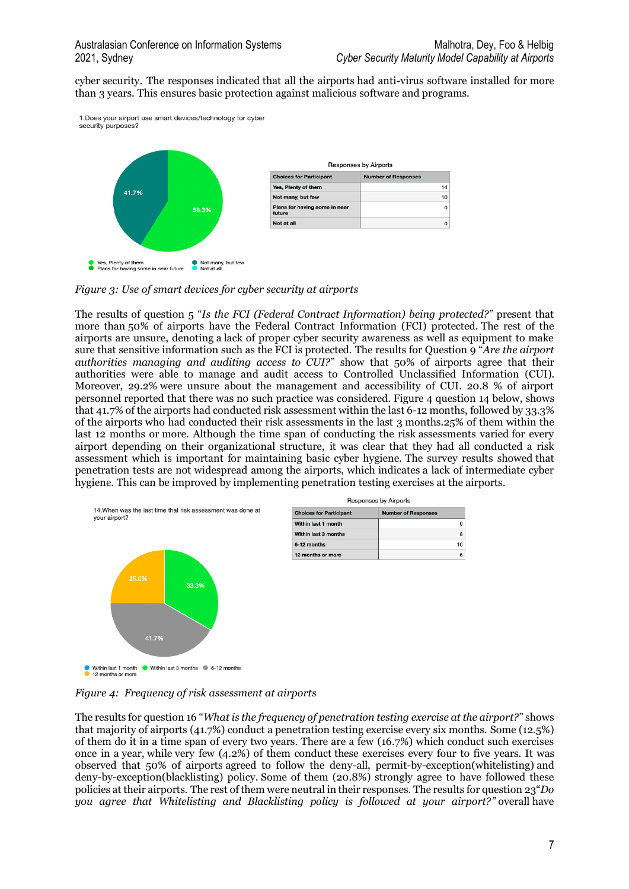cyber security. The responses indicated that all the airports had anti-virus software installed for more than 3 years. This ensures basic protection against malicious software and programs.

1.Does your airport use smart devices/technology for cyber security purposes?

Responses by Airports

| Choices for Participant | Number of Responses |
|---|---|
| Yes, Plenty of them | 14 |
| Not many, but few | 10 |
| Plans for having some in near future | 0 |
| Not at all | 0 |

*Figure 3: Use of smart devices for cyber security at airports*

The results of question 5 "*Is the FCI (Federal Contract Information) being protected?*" present that more than 50% of airports have the Federal Contract Information (FCI) protected. The rest of the airports are unsure, denoting a lack of proper cyber security awareness as well as equipment to make sure that sensitive information such as the FCI is protected. The results for Question 9 "*Are the airport authorities managing and auditing access to CUI?*" show that 50% of airports agree that their authorities were able to manage and audit access to Controlled Unclassified Information (CUI). Moreover, 29.2% were unsure about the management and accessibility of CUI. 20.8 % of airport personnel reported that there was no such practice was considered. Figure 4 question 14 below, shows that 41.7% of the airports had conducted risk assessment within the last 6-12 months, followed by 33.3% of the airports who had conducted their risk assessments in the last 3 months.25% of them within the last 12 months or more. Although the time span of conducting the risk assessments varied for every airport depending on their organizational structure, it was clear that they had all conducted a risk assessment which is important for maintaining basic cyber hygiene. The survey results showed that penetration tests are not widespread among the airports, which indicates a lack of intermediate cyber hygiene. This can be improved by implementing penetration testing exercises at the airports.

14.When was the last time that risk assessment was done at your airport?

Responses by Airports

| Choices for Participant | Number of Responses |
|---|---|
| Within last 1 month | 0 |
| Within last 3 months | 8 |
| 6-12 months | 10 |
| 12 months or more | 6 |

*Figure 4: Frequency of risk assessment at airports*

The results for question 16 "*What is the frequency of penetration testing exercise at the airport?*" shows that majority of airports (41.7%) conduct a penetration testing exercise every six months. Some (12.5%) of them do it in a time span of every two years. There are a few (16.7%) which conduct such exercises once in a year, while very few (4.2%) of them conduct these exercises every four to five years. It was observed that 50% of airports agreed to follow the deny-all, permit-by-exception(whitelisting) and deny-by-exception(blacklisting) policy. Some of them (20.8%) strongly agree to have followed these policies at their airports. The rest of them were neutral in their responses. The results for question 23"*Do you agree that Whitelisting and Blacklisting policy is followed at your airport?"* overall have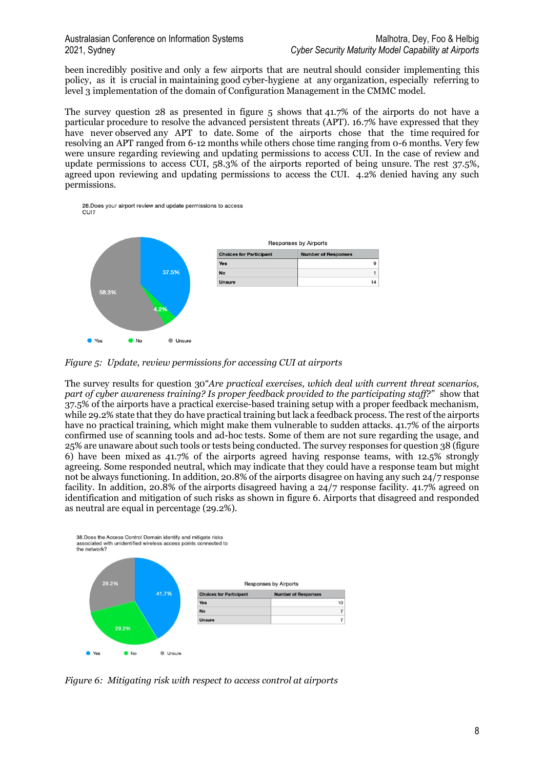been incredibly positive and only a few airports that are neutral should consider implementing this policy, as it is crucial in maintaining good cyber-hygiene at any organization, especially referring to level 3 implementation of the domain of Configuration Management in the CMMC model.

The survey question 28 as presented in figure 5 shows that 41.7% of the airports do not have a particular procedure to resolve the advanced persistent threats (APT). 16.7% have expressed that they have never observed any APT to date. Some of the airports chose that the time required for resolving an APT ranged from 6-12 months while others chose time ranging from 0-6 months. Very few were unsure regarding reviewing and updating permissions to access CUI. In the case of review and update permissions to access CUI, 58.3% of the airports reported of being unsure. The rest 37.5%, agreed upon reviewing and updating permissions to access the CUI. 4.2% denied having any such permissions.

28.Does your airport review and update permissions to access CUI?

Responses by Airports

| Choices for Participant | Number of Responses |
|---|---|
| Yes | 9 |
| No | 1 |
| Unsure | 14 |

*Figure 5: Update, review permissions for accessing CUI at airports*

The survey results for question 30*"Are practical exercises, which deal with current threat scenarios, part of cyber awareness training? Is proper feedback provided to the participating staff?"* show that 37.5% of the airports have a practical exercise-based training setup with a proper feedback mechanism, while 29.2% state that they do have practical training but lack a feedback process. The rest of the airports have no practical training, which might make them vulnerable to sudden attacks. 41.7% of the airports confirmed use of scanning tools and ad-hoc tests. Some of them are not sure regarding the usage, and 25% are unaware about such tools or tests being conducted. The survey responses for question 38 (figure 6) have been mixed as 41.7% of the airports agreed having response teams, with 12.5% strongly agreeing. Some responded neutral, which may indicate that they could have a response team but might not be always functioning. In addition, 20.8% of the airports disagree on having any such 24/7 response facility. In addition, 20.8% of the airports disagreed having a 24/7 response facility. 41.7% agreed on identification and mitigation of such risks as shown in figure 6. Airports that disagreed and responded as neutral are equal in percentage (29.2%).

38.Does the Access Control Domain identify and mitigate risks associated with unidentified wireless access points connected to the network?

Responses by Airports

| Choices for Participant | Number of Responses |
|---|---|
| Yes | 10 |
| No | 7 |
| Unsure | 7 |

*Figure 6: Mitigating risk with respect to access control at airports*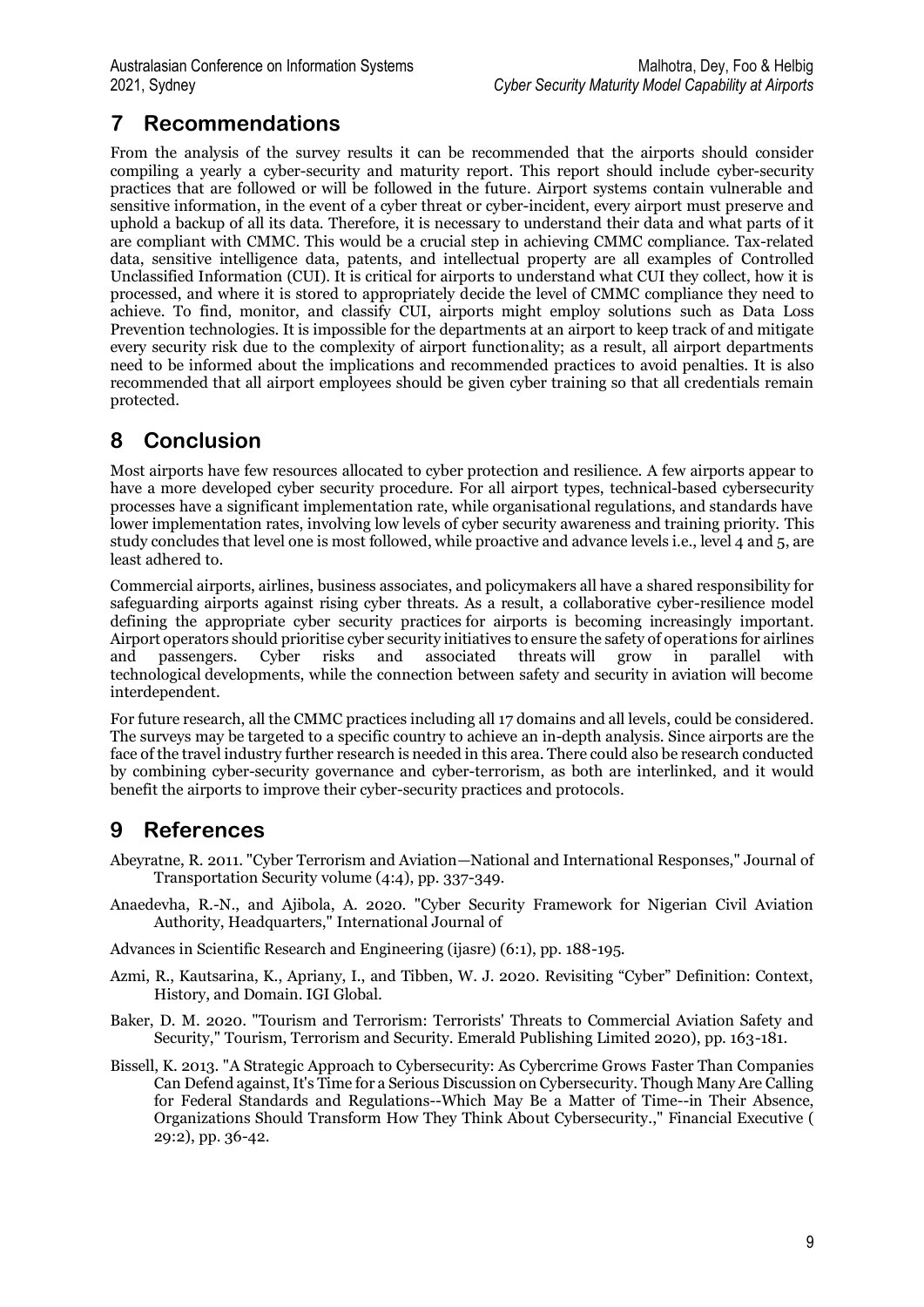## 7 Recommendations

From the analysis of the survey results it can be recommended that the airports should consider compiling a yearly a cyber-security and maturity report. This report should include cyber-security practices that are followed or will be followed in the future. Airport systems contain vulnerable and sensitive information, in the event of a cyber threat or cyber-incident, every airport must preserve and uphold a backup of all its data. Therefore, it is necessary to understand their data and what parts of it are compliant with CMMC. This would be a crucial step in achieving CMMC compliance. Tax-related data, sensitive intelligence data, patents, and intellectual property are all examples of Controlled Unclassified Information (CUI). It is critical for airports to understand what CUI they collect, how it is processed, and where it is stored to appropriately decide the level of CMMC compliance they need to achieve. To find, monitor, and classify CUI, airports might employ solutions such as Data Loss Prevention technologies. It is impossible for the departments at an airport to keep track of and mitigate every security risk due to the complexity of airport functionality; as a result, all airport departments need to be informed about the implications and recommended practices to avoid penalties. It is also recommended that all airport employees should be given cyber training so that all credentials remain protected.

## 8 Conclusion

Most airports have few resources allocated to cyber protection and resilience. A few airports appear to have a more developed cyber security procedure. For all airport types, technical-based cybersecurity processes have a significant implementation rate, while organisational regulations, and standards have lower implementation rates, involving low levels of cyber security awareness and training priority. This study concludes that level one is most followed, while proactive and advance levels i.e., level 4 and 5, are least adhered to.

Commercial airports, airlines, business associates, and policymakers all have a shared responsibility for safeguarding airports against rising cyber threats. As a result, a collaborative cyber-resilience model defining the appropriate cyber security practices for airports is becoming increasingly important. Airport operators should prioritise cyber security initiatives to ensure the safety of operations for airlines and passengers. Cyber risks and associated threats will grow in parallel with technological developments, while the connection between safety and security in aviation will become interdependent.

For future research, all the CMMC practices including all 17 domains and all levels, could be considered. The surveys may be targeted to a specific country to achieve an in-depth analysis. Since airports are the face of the travel industry further research is needed in this area. There could also be research conducted by combining cyber-security governance and cyber-terrorism, as both are interlinked, and it would benefit the airports to improve their cyber-security practices and protocols.

## 9 References

Abeyratne, R. 2011. "Cyber Terrorism and Aviation—National and International Responses," Journal of Transportation Security volume (4:4), pp. 337-349.

Anaedevha, R.-N., and Ajibola, A. 2020. "Cyber Security Framework for Nigerian Civil Aviation Authority, Headquarters," International Journal of

Advances in Scientific Research and Engineering (ijasre) (6:1), pp. 188-195.

Azmi, R., Kautsarina, K., Apriany, I., and Tibben, W. J. 2020. Revisiting "Cyber" Definition: Context, History, and Domain. IGI Global.

Baker, D. M. 2020. "Tourism and Terrorism: Terrorists' Threats to Commercial Aviation Safety and Security," Tourism, Terrorism and Security. Emerald Publishing Limited 2020), pp. 163-181.

Bissell, K. 2013. "A Strategic Approach to Cybersecurity: As Cybercrime Grows Faster Than Companies Can Defend against, It's Time for a Serious Discussion on Cybersecurity. Though Many Are Calling for Federal Standards and Regulations--Which May Be a Matter of Time--in Their Absence, Organizations Should Transform How They Think About Cybersecurity.," Financial Executive ( 29:2), pp. 36-42.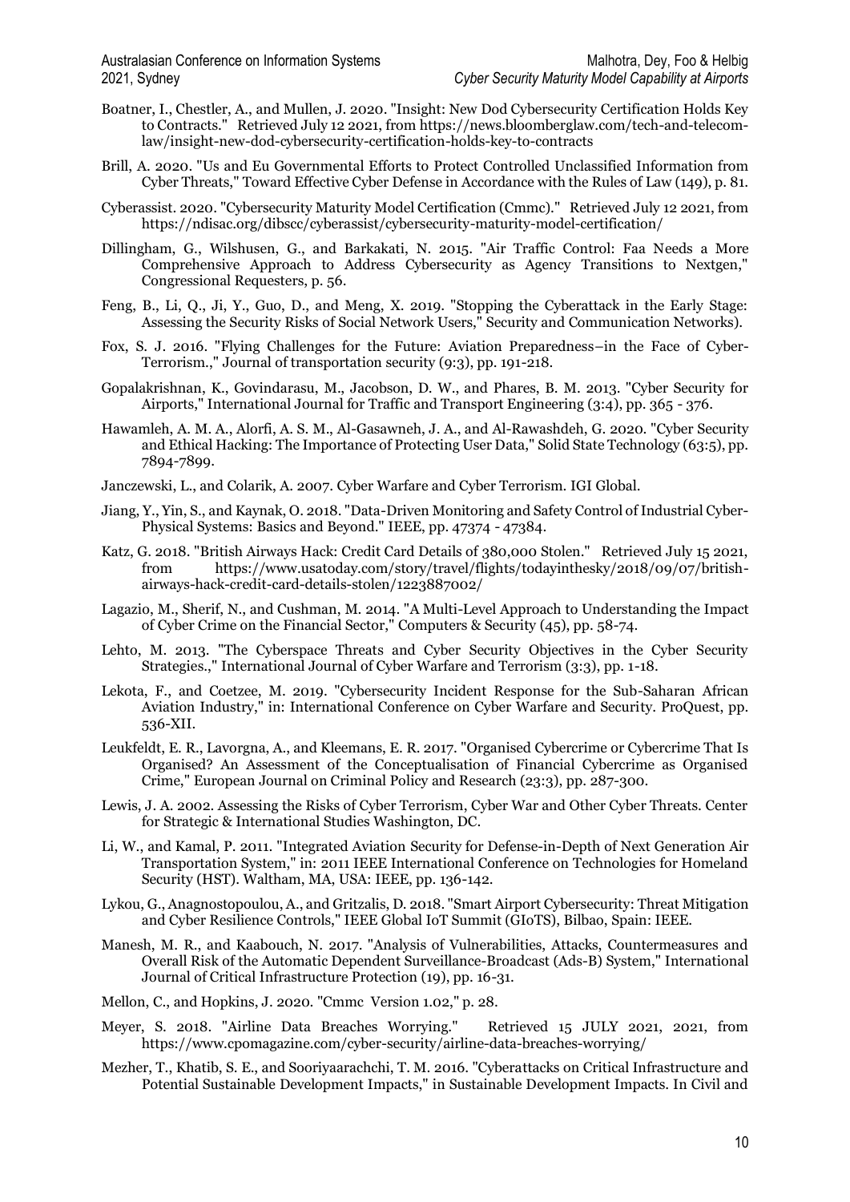Boatner, I., Chestler, A., and Mullen, J. 2020. "Insight: New Dod Cybersecurity Certification Holds Key to Contracts." Retrieved July 12 2021, from https://news.bloomberglaw.com/tech-and-telecom-law/insight-new-dod-cybersecurity-certification-holds-key-to-contracts

Brill, A. 2020. "Us and Eu Governmental Efforts to Protect Controlled Unclassified Information from Cyber Threats," Toward Effective Cyber Defense in Accordance with the Rules of Law (149), p. 81.

Cyberassist. 2020. "Cybersecurity Maturity Model Certification (Cmmc)." Retrieved July 12 2021, from https://ndisac.org/dibscc/cyberassist/cybersecurity-maturity-model-certification/

Dillingham, G., Wilshusen, G., and Barkakati, N. 2015. "Air Traffic Control: Faa Needs a More Comprehensive Approach to Address Cybersecurity as Agency Transitions to Nextgen," Congressional Requesters, p. 56.

Feng, B., Li, Q., Ji, Y., Guo, D., and Meng, X. 2019. "Stopping the Cyberattack in the Early Stage: Assessing the Security Risks of Social Network Users," Security and Communication Networks).

Fox, S. J. 2016. "Flying Challenges for the Future: Aviation Preparedness–in the Face of Cyber-Terrorism.," Journal of transportation security (9:3), pp. 191-218.

Gopalakrishnan, K., Govindarasu, M., Jacobson, D. W., and Phares, B. M. 2013. "Cyber Security for Airports," International Journal for Traffic and Transport Engineering (3:4), pp. 365 - 376.

Hawamleh, A. M. A., Alorfi, A. S. M., Al-Gasawneh, J. A., and Al-Rawashdeh, G. 2020. "Cyber Security and Ethical Hacking: The Importance of Protecting User Data," Solid State Technology (63:5), pp. 7894-7899.

Janczewski, L., and Colarik, A. 2007. Cyber Warfare and Cyber Terrorism. IGI Global.

Jiang, Y., Yin, S., and Kaynak, O. 2018. "Data-Driven Monitoring and Safety Control of Industrial Cyber-Physical Systems: Basics and Beyond." IEEE, pp. 47374 - 47384.

Katz, G. 2018. "British Airways Hack: Credit Card Details of 380,000 Stolen." Retrieved July 15 2021, from https://www.usatoday.com/story/travel/flights/todayinthesky/2018/09/07/british-airways-hack-credit-card-details-stolen/1223887002/

Lagazio, M., Sherif, N., and Cushman, M. 2014. "A Multi-Level Approach to Understanding the Impact of Cyber Crime on the Financial Sector," Computers & Security (45), pp. 58-74.

Lehto, M. 2013. "The Cyberspace Threats and Cyber Security Objectives in the Cyber Security Strategies.," International Journal of Cyber Warfare and Terrorism (3:3), pp. 1-18.

Lekota, F., and Coetzee, M. 2019. "Cybersecurity Incident Response for the Sub-Saharan African Aviation Industry," in: International Conference on Cyber Warfare and Security. ProQuest, pp. 536-XII.

Leukfeldt, E. R., Lavorgna, A., and Kleemans, E. R. 2017. "Organised Cybercrime or Cybercrime That Is Organised? An Assessment of the Conceptualisation of Financial Cybercrime as Organised Crime," European Journal on Criminal Policy and Research (23:3), pp. 287-300.

Lewis, J. A. 2002. Assessing the Risks of Cyber Terrorism, Cyber War and Other Cyber Threats. Center for Strategic & International Studies Washington, DC.

Li, W., and Kamal, P. 2011. "Integrated Aviation Security for Defense-in-Depth of Next Generation Air Transportation System," in: 2011 IEEE International Conference on Technologies for Homeland Security (HST). Waltham, MA, USA: IEEE, pp. 136-142.

Lykou, G., Anagnostopoulou, A., and Gritzalis, D. 2018. "Smart Airport Cybersecurity: Threat Mitigation and Cyber Resilience Controls," IEEE Global IoT Summit (GIoTS), Bilbao, Spain: IEEE.

Manesh, M. R., and Kaabouch, N. 2017. "Analysis of Vulnerabilities, Attacks, Countermeasures and Overall Risk of the Automatic Dependent Surveillance-Broadcast (Ads-B) System," International Journal of Critical Infrastructure Protection (19), pp. 16-31.

Mellon, C., and Hopkins, J. 2020. "Cmmc Version 1.02," p. 28.

Meyer, S. 2018. "Airline Data Breaches Worrying." Retrieved 15 JULY 2021, 2021, from https://www.cpomagazine.com/cyber-security/airline-data-breaches-worrying/

Mezher, T., Khatib, S. E., and Sooriyaarachchi, T. M. 2016. "Cyberattacks on Critical Infrastructure and Potential Sustainable Development Impacts," in Sustainable Development Impacts. In Civil and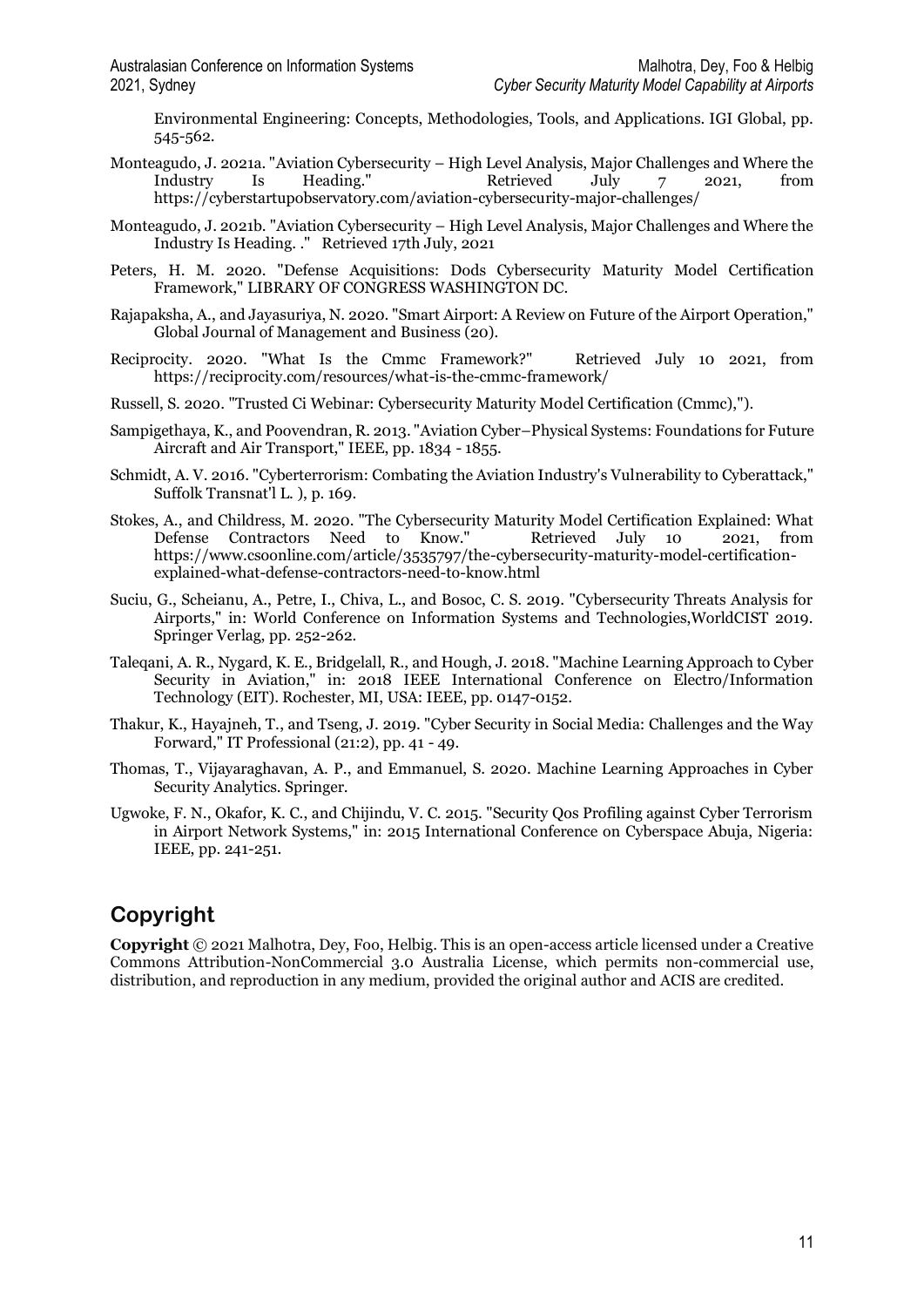Environmental Engineering: Concepts, Methodologies, Tools, and Applications. IGI Global, pp. 545-562.

Monteagudo, J. 2021a. "Aviation Cybersecurity – High Level Analysis, Major Challenges and Where the Industry Is Heading." Retrieved July 7 2021, from https://cyberstartupobservatory.com/aviation-cybersecurity-major-challenges/

Monteagudo, J. 2021b. "Aviation Cybersecurity – High Level Analysis, Major Challenges and Where the Industry Is Heading. ." Retrieved 17th July, 2021

Peters, H. M. 2020. "Defense Acquisitions: Dods Cybersecurity Maturity Model Certification Framework," LIBRARY OF CONGRESS WASHINGTON DC.

Rajapaksha, A., and Jayasuriya, N. 2020. "Smart Airport: A Review on Future of the Airport Operation," Global Journal of Management and Business (20).

Reciprocity. 2020. "What Is the Cmmc Framework?" Retrieved July 10 2021, from https://reciprocity.com/resources/what-is-the-cmmc-framework/

Russell, S. 2020. "Trusted Ci Webinar: Cybersecurity Maturity Model Certification (Cmmc),").

Sampigethaya, K., and Poovendran, R. 2013. "Aviation Cyber–Physical Systems: Foundations for Future Aircraft and Air Transport," IEEE, pp. 1834 - 1855.

Schmidt, A. V. 2016. "Cyberterrorism: Combating the Aviation Industry's Vulnerability to Cyberattack," Suffolk Transnat'l L. ), p. 169.

Stokes, A., and Childress, M. 2020. "The Cybersecurity Maturity Model Certification Explained: What Defense Contractors Need to Know." Retrieved July 10 2021, from https://www.csoonline.com/article/3535797/the-cybersecurity-maturity-model-certification-explained-what-defense-contractors-need-to-know.html

Suciu, G., Scheianu, A., Petre, I., Chiva, L., and Bosoc, C. S. 2019. "Cybersecurity Threats Analysis for Airports," in: World Conference on Information Systems and Technologies,WorldCIST 2019. Springer Verlag, pp. 252-262.

Taleqani, A. R., Nygard, K. E., Bridgelall, R., and Hough, J. 2018. "Machine Learning Approach to Cyber Security in Aviation," in: 2018 IEEE International Conference on Electro/Information Technology (EIT). Rochester, MI, USA: IEEE, pp. 0147-0152.

Thakur, K., Hayajneh, T., and Tseng, J. 2019. "Cyber Security in Social Media: Challenges and the Way Forward," IT Professional (21:2), pp. 41 - 49.

Thomas, T., Vijayaraghavan, A. P., and Emmanuel, S. 2020. Machine Learning Approaches in Cyber Security Analytics. Springer.

Ugwoke, F. N., Okafor, K. C., and Chijindu, V. C. 2015. "Security Qos Profiling against Cyber Terrorism in Airport Network Systems," in: 2015 International Conference on Cyberspace Abuja, Nigeria: IEEE, pp. 241-251.

## Copyright

**Copyright** © 2021 Malhotra, Dey, Foo, Helbig. This is an open-access article licensed under a Creative Commons Attribution-NonCommercial 3.0 Australia License, which permits non-commercial use, distribution, and reproduction in any medium, provided the original author and ACIS are credited.